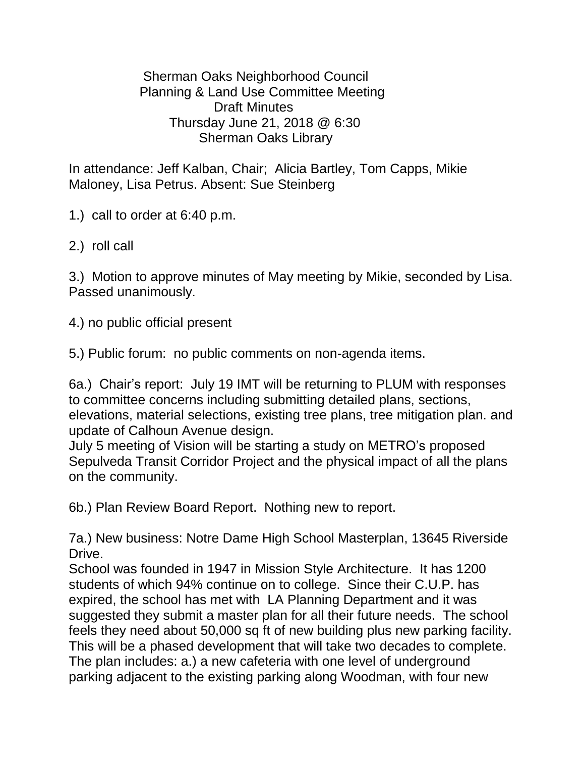# Sherman Oaks Neighborhood Council
## Planning & Land Use Committee Meeting
### Draft Minutes
### Thursday June 21, 2018 @ 6:30
### Sherman Oaks Library

In attendance: Jeff Kalban, Chair; Alicia Bartley, Tom Capps, Mikie Maloney, Lisa Petrus. Absent: Sue Steinberg

1.) call to order at 6:40 p.m.

2.) roll call

3.) Motion to approve minutes of May meeting by Mikie, seconded by Lisa. Passed unanimously.

4.) no public official present

5.) Public forum: no public comments on non-agenda items.

6a.) Chair's report: July 19 IMT will be returning to PLUM with responses to committee concerns including submitting detailed plans, sections, elevations, material selections, existing tree plans, tree mitigation plan. and update of Calhoun Avenue design.
July 5 meeting of Vision will be starting a study on METRO's proposed Sepulveda Transit Corridor Project and the physical impact of all the plans on the community.

6b.) Plan Review Board Report. Nothing new to report.

7a.) New business: Notre Dame High School Masterplan, 13645 Riverside Drive.
School was founded in 1947 in Mission Style Architecture. It has 1200 students of which 94% continue on to college. Since their C.U.P. has expired, the school has met with LA Planning Department and it was suggested they submit a master plan for all their future needs. The school feels they need about 50,000 sq ft of new building plus new parking facility. This will be a phased development that will take two decades to complete. The plan includes: a.) a new cafeteria with one level of underground parking adjacent to the existing parking along Woodman, with four new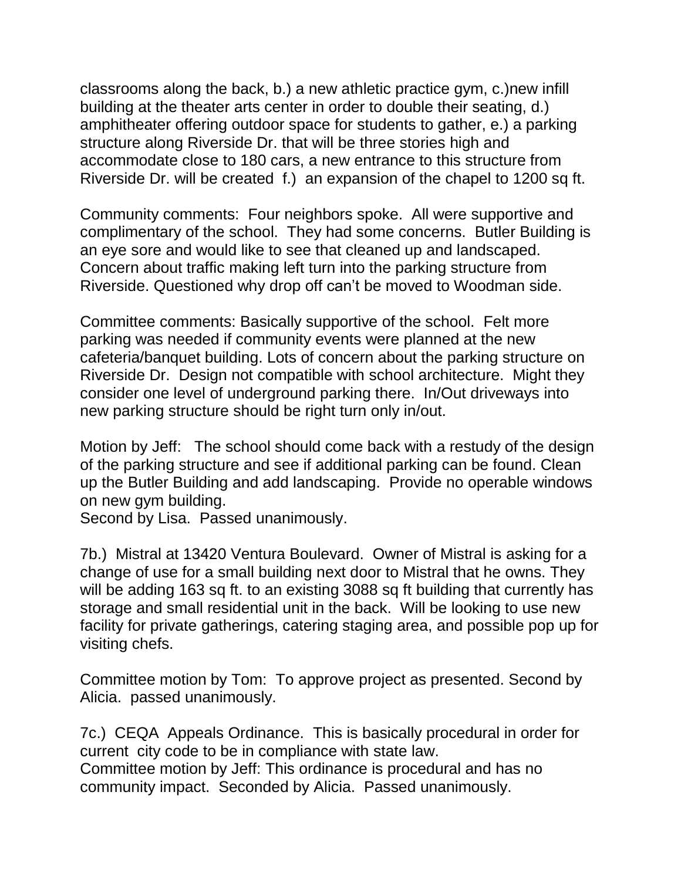classrooms along the back, b.) a new athletic practice gym, c.)new infill building at the theater arts center in order to double their seating, d.) amphitheater offering outdoor space for students to gather, e.) a parking structure along Riverside Dr. that will be three stories high and accommodate close to 180 cars, a new entrance to this structure from Riverside Dr. will be created f.) an expansion of the chapel to 1200 sq ft.

Community comments: Four neighbors spoke. All were supportive and complimentary of the school. They had some concerns. Butler Building is an eye sore and would like to see that cleaned up and landscaped. Concern about traffic making left turn into the parking structure from Riverside. Questioned why drop off can't be moved to Woodman side.

Committee comments: Basically supportive of the school. Felt more parking was needed if community events were planned at the new cafeteria/banquet building. Lots of concern about the parking structure on Riverside Dr. Design not compatible with school architecture. Might they consider one level of underground parking there. In/Out driveways into new parking structure should be right turn only in/out.

Motion by Jeff: The school should come back with a restudy of the design of the parking structure and see if additional parking can be found. Clean up the Butler Building and add landscaping. Provide no operable windows on new gym building.
Second by Lisa. Passed unanimously.

7b.) Mistral at 13420 Ventura Boulevard. Owner of Mistral is asking for a change of use for a small building next door to Mistral that he owns. They will be adding 163 sq ft. to an existing 3088 sq ft building that currently has storage and small residential unit in the back. Will be looking to use new facility for private gatherings, catering staging area, and possible pop up for visiting chefs.

Committee motion by Tom: To approve project as presented. Second by Alicia. passed unanimously.

7c.) CEQA Appeals Ordinance. This is basically procedural in order for current city code to be in compliance with state law.
Committee motion by Jeff: This ordinance is procedural and has no community impact. Seconded by Alicia. Passed unanimously.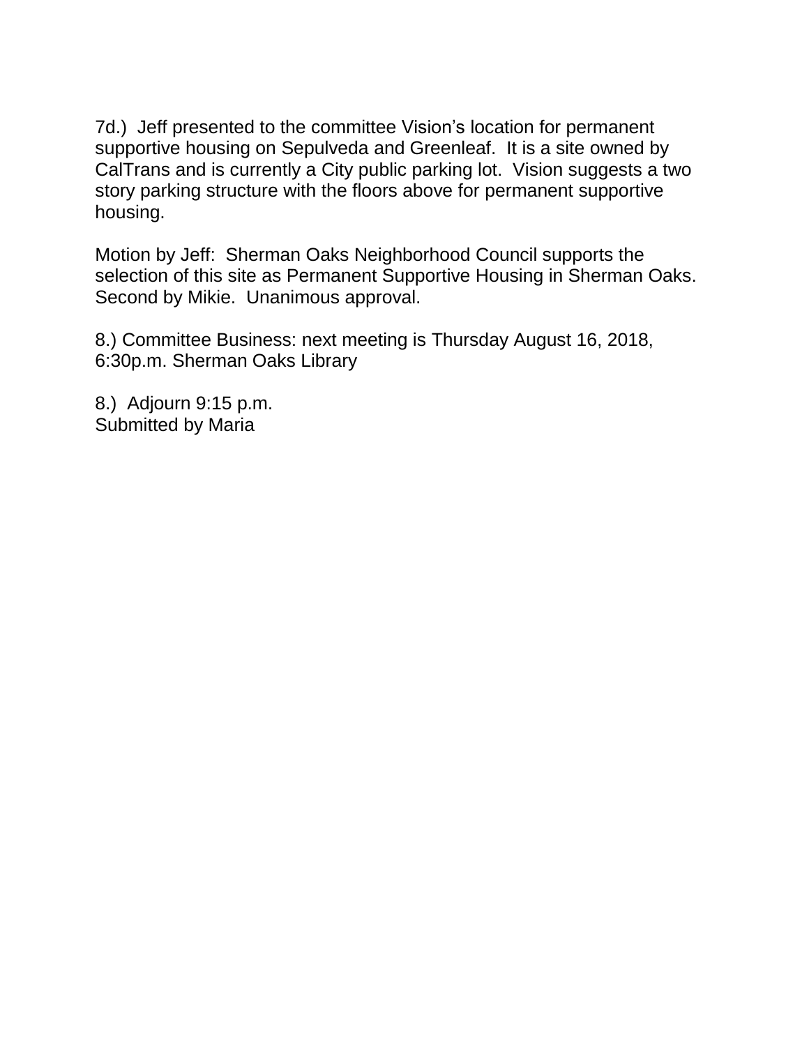7d.) Jeff presented to the committee Vision's location for permanent supportive housing on Sepulveda and Greenleaf. It is a site owned by CalTrans and is currently a City public parking lot. Vision suggests a two story parking structure with the floors above for permanent supportive housing.

Motion by Jeff: Sherman Oaks Neighborhood Council supports the selection of this site as Permanent Supportive Housing in Sherman Oaks. Second by Mikie. Unanimous approval.

8.) Committee Business: next meeting is Thursday August 16, 2018, 6:30p.m. Sherman Oaks Library

8.) Adjourn 9:15 p.m.
Submitted by Maria